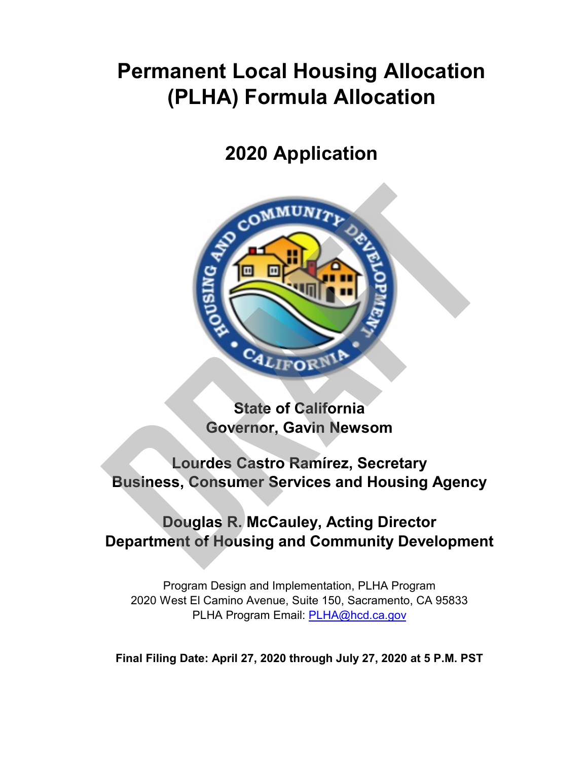# Permanent Local Housing Allocation (PLHA) Formula Allocation

## 2020 Application

**State of California**
**Governor, Gavin Newsom**

**Lourdes Castro Ramírez, Secretary**
**Business, Consumer Services and Housing Agency**

**Douglas R. McCauley, Acting Director**
**Department of Housing and Community Development**

Program Design and Implementation, PLHA Program
2020 West El Camino Avenue, Suite 150, Sacramento, CA 95833
PLHA Program Email: PLHA@hcd.ca.gov

**Final Filing Date: April 27, 2020 through July 27, 2020 at 5 P.M. PST**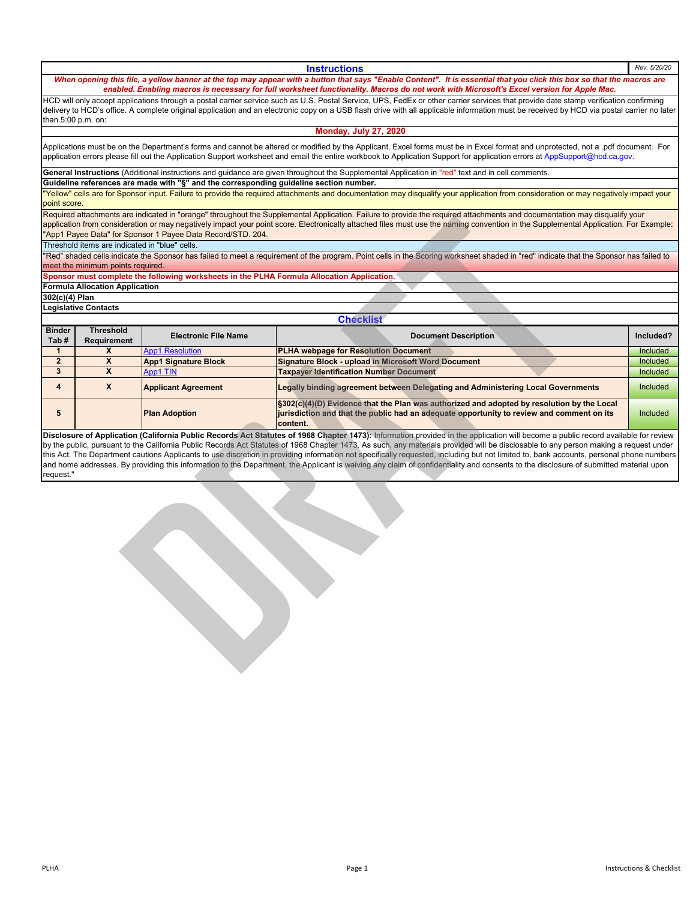## Instructions

*Rev. 5/20/20*

***When opening this file, a yellow banner at the top may appear with a button that says "Enable Content". It is essential that you click this box so that the macros are enabled. Enabling macros is necessary for full worksheet functionality. Macros do not work with Microsoft's Excel version for Apple Mac.***

HCD will only accept applications through a postal carrier service such as U.S. Postal Service, UPS, FedEx or other carrier services that provide date stamp verification confirming delivery to HCD's office. A complete original application and an electronic copy on a USB flash drive with all applicable information must be received by HCD via postal carrier no later than 5:00 p.m. on:

**Monday, July 27, 2020**

Applications must be on the Department's forms and cannot be altered or modified by the Applicant. Excel forms must be in Excel format and unprotected, not a .pdf document. For application errors please fill out the Application Support worksheet and email the entire workbook to Application Support for application errors at AppSupport@hcd.ca.gov.

**General Instructions** (Additional instructions and guidance are given throughout the Supplemental Application in "red" text and in cell comments.

**Guideline references are made with "§" and the corresponding guideline section number.**

"Yellow" cells are for Sponsor input. Failure to provide the required attachments and documentation may disqualify your application from consideration or may negatively impact your point score.

Required attachments are indicated in "orange" throughout the Supplemental Application. Failure to provide the required attachments and documentation may disqualify your application from consideration or may negatively impact your point score. Electronically attached files must use the naming convention in the Supplemental Application. For Example: "App1 Payee Data" for Sponsor 1 Payee Data Record/STD. 204.

Threshold items are indicated in "blue" cells.

"Red" shaded cells indicate the Sponsor has failed to meet a requirement of the program. Point cells in the Scoring worksheet shaded in "red" indicate that the Sponsor has failed to meet the minimum points required.

**Sponsor must complete the following worksheets in the PLHA Formula Allocation Application.**

**Formula Allocation Application**

**302(c)(4) Plan**

**Legislative Contacts**

## Checklist

| Binder Tab # | Threshold Requirement | Electronic File Name | Document Description | Included? |
|---|---|---|---|---|
| 1 | X | App1 Resolution | PLHA webpage for Resolution Document | Included |
| 2 | X | App1 Signature Block | Signature Block - upload in Microsoft Word Document | Included |
| 3 | X | App1 TIN | Taxpayer Identification Number Document | Included |
| 4 | X | Applicant Agreement | Legally binding agreement between Delegating and Administering Local Governments | Included |
| 5 | | Plan Adoption | §302(c)(4)(D) Evidence that the Plan was authorized and adopted by resolution by the Local jurisdiction and that the public had an adequate opportunity to review and comment on its content. | Included |

**Disclosure of Application (California Public Records Act Statutes of 1968 Chapter 1473):** Information provided in the application will become a public record available for review by the public, pursuant to the California Public Records Act Statutes of 1968 Chapter 1473. As such, any materials provided will be disclosable to any person making a request under this Act. The Department cautions Applicants to use discretion in providing information not specifically requested, including but not limited to, bank accounts, personal phone numbers and home addresses. By providing this information to the Department, the Applicant is waiving any claim of confidentiality and consents to the disclosure of submitted material upon request."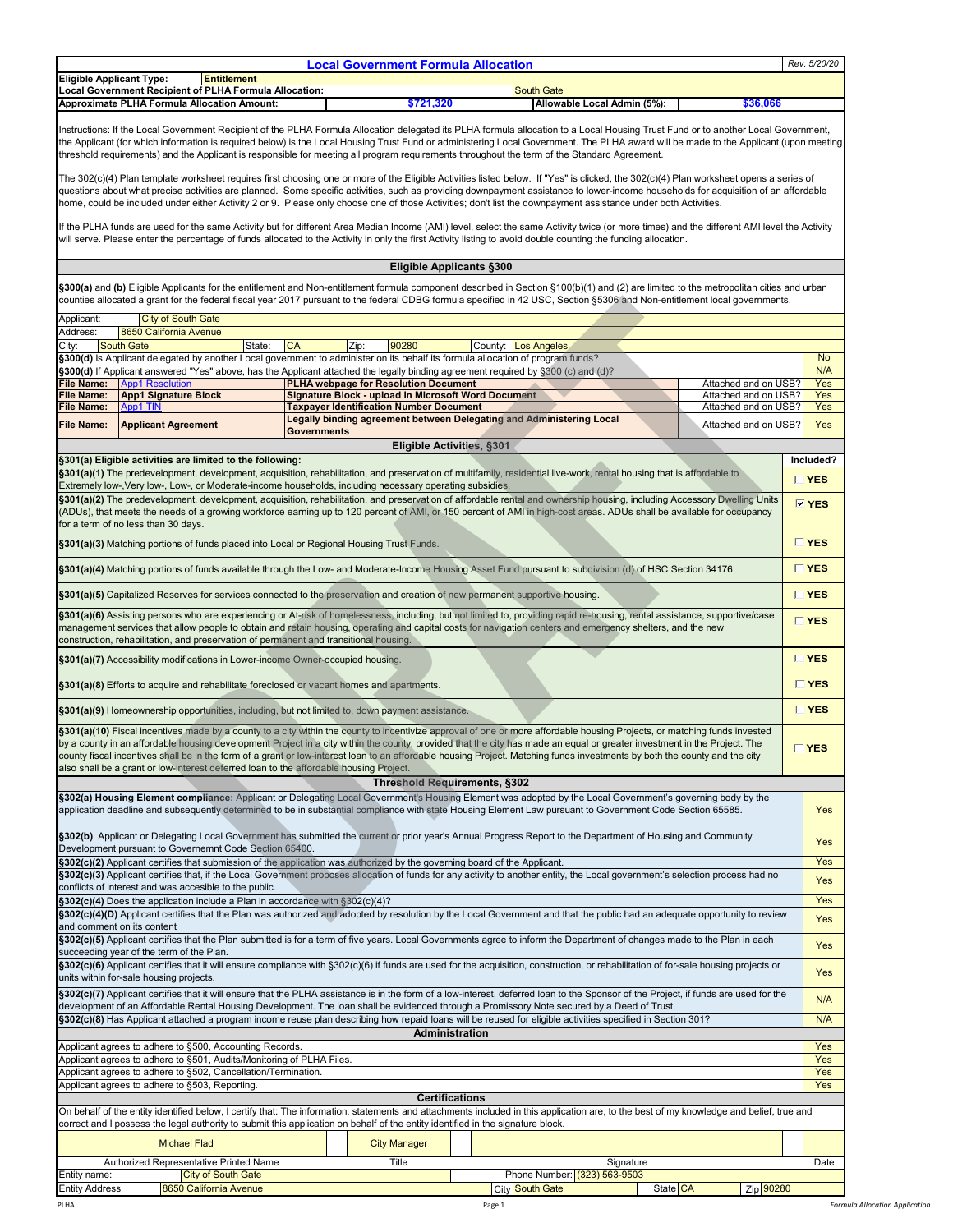# Local Government Formula Allocation

Rev. 5/20/20

| | | | |
|---|---|---|---|
| **Eligible Applicant Type:** | **Entitlement** | | |
| **Local Government Recipient of PLHA Formula Allocation:** | | South Gate | |
| **Approximate PLHA Formula Allocation Amount:** | **$721,320** | **Allowable Local Admin (5%):** | **$36,066** |

Instructions: If the Local Government Recipient of the PLHA Formula Allocation delegated its PLHA formula allocation to a Local Housing Trust Fund or to another Local Government, the Applicant (for which information is required below) is the Local Housing Trust Fund or administering Local Government. The PLHA award will be made to the Applicant (upon meeting threshold requirements) and the Applicant is responsible for meeting all program requirements throughout the term of the Standard Agreement.

The 302(c)(4) Plan template worksheet requires first choosing one or more of the Eligible Activities listed below. If "Yes" is clicked, the 302(c)(4) Plan worksheet opens a series of questions about what precise activities are planned. Some specific activities, such as providing downpayment assistance to lower-income households for acquisition of an affordable home, could be included under either Activity 2 or 9. Please only choose one of those Activities; don't list the downpayment assistance under both Activities.

If the PLHA funds are used for the same Activity but for different Area Median Income (AMI) level, select the same Activity twice (or more times) and the different AMI level the Activity will serve. Please enter the percentage of funds allocated to the Activity in only the first Activity listing to avoid double counting the funding allocation.

## Eligible Applicants §300

**§300(a)** and **(b)** Eligible Applicants for the entitlement and Non-entitlement formula component described in Section §100(b)(1) and (2) are limited to the metropolitan cities and urban counties allocated a grant for the federal fiscal year 2017 pursuant to the federal CDBG formula specified in 42 USC, Section §5306 and Non-entitlement local governments.

| | | | | | | | |
|---|---|---|---|---|---|---|---|
| Applicant: | City of South Gate | | | | | | |
| Address: | 8650 California Avenue | | | | | | |
| City: | South Gate | State: | CA | Zip: | 90280 | County: | Los Angeles |

| | |
|---|---|
| **§300(d)** Is Applicant delegated by another Local government to administer on its behalf its formula allocation of program funds? | No |
| **§300(d)** If Applicant answered "Yes" above, has the Applicant attached the legally binding agreement required by §300 (c) and (d)? | N/A |

| | | | | |
|---|---|---|---|---|
| **File Name:** | App1 Resolution | **PLHA webpage for Resolution Document** | Attached and on USB? | Yes |
| **File Name:** | **App1 Signature Block** | **Signature Block - upload in Microsoft Word Document** | Attached and on USB? | Yes |
| **File Name:** | App1 TIN | **Taxpayer Identification Number Document** | Attached and on USB? | Yes |
| **File Name:** | **Applicant Agreement** | **Legally binding agreement between Delegating and Administering Local Governments** | Attached and on USB? | Yes |

## Eligible Activities, §301

| §301(a) Eligible activities are limited to the following: | Included? |
|---|---|
| **§301(a)(1)** The predevelopment, development, acquisition, rehabilitation, and preservation of multifamily, residential live-work, rental housing that is affordable to Extremely low-,Very low-, Low-, or Moderate-income households, including necessary operating subsidies. | ☐ YES |
| **§301(a)(2)** The predevelopment, development, acquisition, rehabilitation, and preservation of affordable rental and ownership housing, including Accessory Dwelling Units (ADUs), that meets the needs of a growing workforce earning up to 120 percent of AMI, or 150 percent of AMI in high-cost areas. ADUs shall be available for occupancy for a term of no less than 30 days. | ☑ YES |
| **§301(a)(3)** Matching portions of funds placed into Local or Regional Housing Trust Funds. | ☐ YES |
| **§301(a)(4)** Matching portions of funds available through the Low- and Moderate-Income Housing Asset Fund pursuant to subdivision (d) of HSC Section 34176. | ☐ YES |
| **§301(a)(5)** Capitalized Reserves for services connected to the preservation and creation of new permanent supportive housing. | ☐ YES |
| **§301(a)(6)** Assisting persons who are experiencing or At-risk of homelessness, including, but not limited to, providing rapid re-housing, rental assistance, supportive/case management services that allow people to obtain and retain housing, operating and capital costs for navigation centers and emergency shelters, and the new construction, rehabilitation, and preservation of permanent and transitional housing. | ☐ YES |
| **§301(a)(7)** Accessibility modifications in Lower-income Owner-occupied housing. | ☐ YES |
| **§301(a)(8)** Efforts to acquire and rehabilitate foreclosed or vacant homes and apartments. | ☐ YES |
| **§301(a)(9)** Homeownership opportunities, including, but not limited to, down payment assistance. | ☐ YES |
| **§301(a)(10)** Fiscal incentives made by a county to a city within the county to incentivize approval of one or more affordable housing Projects, or matching funds invested by a county in an affordable housing development Project in a city within the county, provided that the city has made an equal or greater investment in the Project. The county fiscal incentives shall be in the form of a grant or low-interest loan to an affordable housing Project. Matching funds investments by both the county and the city also shall be a grant or low-interest deferred loan to the affordable housing Project. | ☐ YES |

## Threshold Requirements, §302

| | |
|---|---|
| **§302(a) Housing Element compliance:** Applicant or Delegating Local Government's Housing Element was adopted by the Local Government's governing body by the application deadline and subsequently determined to be in substantial compliance with state Housing Element Law pursuant to Government Code Section 65585. | Yes |
| **§302(b)** Applicant or Delegating Local Government has submitted the current or prior year's Annual Progress Report to the Department of Housing and Community Development pursuant to Governemnt Code Section 65400. | Yes |
| **§302(c)(2)** Applicant certifies that submission of the application was authorized by the governing board of the Applicant. | Yes |
| **§302(c)(3)** Applicant certifies that, if the Local Government proposes allocation of funds for any activity to another entity, the Local government's selection process had no conflicts of interest and was accesible to the public. | Yes |
| **§302(c)(4)** Does the application include a Plan in accordance with §302(c)(4)? | Yes |
| **§302(c)(4)(D)** Applicant certifies that the Plan was authorized and adopted by resolution by the Local Government and that the public had an adequate opportunity to review and comment on its content | Yes |
| **§302(c)(5)** Applicant certifies that the Plan submitted is for a term of five years. Local Governments agree to inform the Department of changes made to the Plan in each succeeding year of the term of the Plan. | Yes |
| **§302(c)(6)** Applicant certifies that it will ensure compliance with §302(c)(6) if funds are used for the acquisition, construction, or rehabilitation of for-sale housing projects or units within for-sale housing projects. | Yes |
| **§302(c)(7)** Applicant certifies that it will ensure that the PLHA assistance is in the form of a low-interest, deferred loan to the Sponsor of the Project, if funds are used for the development of an Affordable Rental Housing Development. The loan shall be evidenced through a Promissory Note secured by a Deed of Trust. | N/A |
| **§302(c)(8)** Has Applicant attached a program income reuse plan describing how repaid loans will be reused for eligible activities specified in Section 301? | N/A |

## Administration

| | |
|---|---|
| Applicant agrees to adhere to §500, Accounting Records. | Yes |
| Applicant agrees to adhere to §501, Audits/Monitoring of PLHA Files. | Yes |
| Applicant agrees to adhere to §502, Cancellation/Termination. | Yes |
| Applicant agrees to adhere to §503, Reporting. | Yes |

## Certifications

On behalf of the entity identified below, I certify that: The information, statements and attachments included in this application are, to the best of my knowledge and belief, true and correct and I possess the legal authority to submit this application on behalf of the entity identified in the signature block.

| | | | |
|---|---|---|---|
| Michael Flad | City Manager | | |
| Authorized Representative Printed Name | Title | Signature | Date |

| | | | | | | | |
|---|---|---|---|---|---|---|---|
| Entity name: | City of South Gate | Phone Number: | (323) 563-9503 | | | | |
| Entity Address | 8650 California Avenue | City | South Gate | State | CA | Zip | 90280 |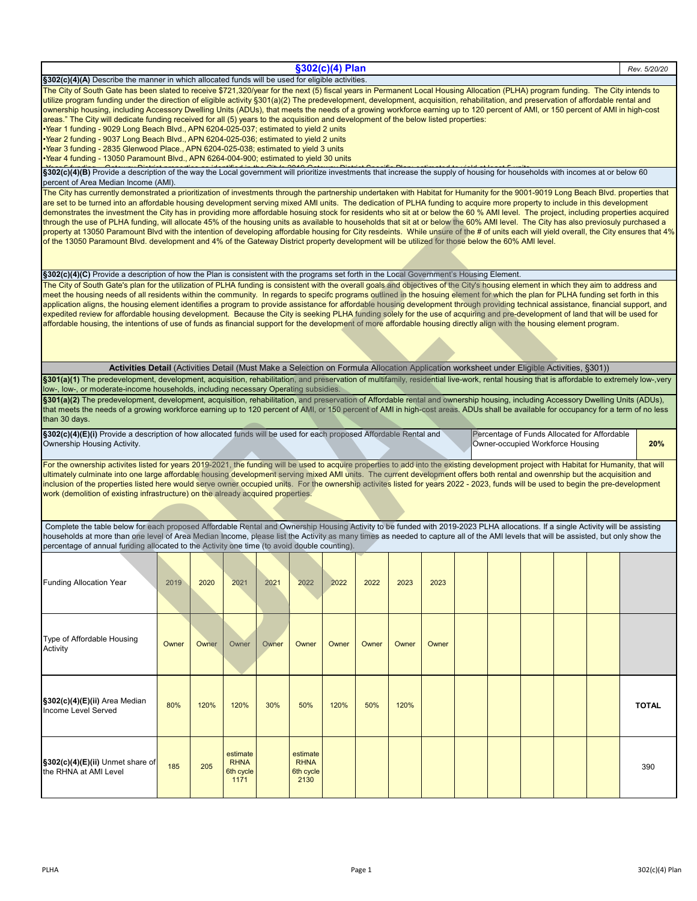# §302(c)(4) Plan

*Rev. 5/20/20*

**§302(c)(4)(A)** Describe the manner in which allocated funds will be used for eligible activities.

The City of South Gate has been slated to receive $721,320/year for the next (5) fiscal years in Permanent Local Housing Allocation (PLHA) program funding. The City intends to utilize program funding under the direction of eligible activity §301(a)(2) The predevelopment, development, acquisition, rehabilitation, and preservation of affordable rental and ownership housing, including Accessory Dwelling Units (ADUs), that meets the needs of a growing workforce earning up to 120 percent of AMI, or 150 percent of AMI in high-cost areas." The City will dedicate funding received for all (5) years to the acquisition and development of the below listed properties:

- Year 1 funding - 9029 Long Beach Blvd., APN 6204-025-037; estimated to yield 2 units
- Year 2 funding - 9037 Long Beach Blvd., APN 6204-025-036; estimated to yield 2 units
- Year 3 funding - 2835 Glenwood Place., APN 6204-025-038; estimated to yield 3 units
- Year 4 funding - 13050 Paramount Blvd., APN 6264-004-900; estimated to yield 30 units
- Year 5 funding - Gateway District properties as identified in the City's 2019 Gateway District Specific Plan; estimated to yield at least 5 units

**§302(c)(4)(B)** Provide a description of the way the Local government will prioritize investments that increase the supply of housing for households with incomes at or below 60 percent of Area Median Income (AMI).

The City has currently demonstrated a prioritization of investments through the partnership undertaken with Habitat for Humanity for the 9001-9019 Long Beach Blvd. properties that are set to be turned into an affordable housing development serving mixed AMI units. The dedication of PLHA funding to acquire more property to include in this development demonstrates the investment the City has in providing more affordable hosuing stock for residents who sit at or below the 60 % AMI level. The project, including properties acquired through the use of PLHA funding, will allocate 45% of the housing units as available to households that sit at or below the 60% AMI level. The City has also previosuly purchased a property at 13050 Paramount Blvd with the intention of developing affordable housing for City resdeints. While unsure of the # of units each will yield overall, the City ensures that 4% of the 13050 Paramount Blvd. development and 4% of the Gateway District property development will be utilized for those below the 60% AMI level.

**§302(c)(4)(C)** Provide a description of how the Plan is consistent with the programs set forth in the Local Government's Housing Element.

The City of South Gate's plan for the utilization of PLHA funding is consistent with the overall goals and objectives of the City's housing element in which they aim to address and meet the housing needs of all residents within the community. In regards to specifc programs outlined in the hosuing element for which the plan for PLHA funding set forth in this application aligns, the housing element identifes a program to provide assistance for affordable housing development through providing technical assistance, financial support, and expedited review for affordable housing development. Because the City is seeking PLHA funding solely for the use of acquiring and pre-development of land that will be used for affordable housing, the intentions of use of funds as financial support for the development of more affordable housing directly align with the housing element program.

**Activities Detail** (Activities Detail (Must Make a Selection on Formula Allocation Application worksheet under Eligible Activities, §301))

**§301(a)(1)** The predevelopment, development, acquisition, rehabilitation, and preservation of multifamily, residential live-work, rental housing that is affordable to extremely low-,very low-, low-, or moderate-income households, including necessary Operating subsidies.

**§301(a)(2)** The predevelopment, development, acquisition, rehabilitation, and preservation of Affordable rental and ownership housing, including Accessory Dwelling Units (ADUs), that meets the needs of a growing workforce earning up to 120 percent of AMI, or 150 percent of AMI in high-cost areas. ADUs shall be available for occupancy for a term of no less than 30 days.

**§302(c)(4)(E)(i)** Provide a description of how allocated funds will be used for each proposed Affordable Rental and Ownership Housing Activity. | Percentage of Funds Allocated for Affordable Owner-occupied Workforce Housing: **20%**

For the ownership activites listed for years 2019-2021, the funding will be used to acquire properties to add into the existing development project with Habitat for Humanity, that will ultimately culminate into one large affordable housing development serving mixed AMI units. The current development offers both rental and owenrship but the acquisition and inclusion of the properties listed here would serve owner occupied units. For the ownership activites listed for years 2022 - 2023, funds will be used to begin the pre-development work (demolition of existing infrastructure) on the already acquired properties.

Complete the table below for each proposed Affordable Rental and Ownership Housing Activity to be funded with 2019-2023 PLHA allocations. If a single Activity will be assisting households at more than one level of Area Median Income, please list the Activity as many times as needed to capture all of the AMI levels that will be assisted, but only show the percentage of annual funding allocated to the Activity one time (to avoid double counting).

| Funding Allocation Year | 2019 | 2020 | 2021 | 2021 | 2022 | 2022 | 2022 | 2023 | 2023 | | | | | | |
|---|---|---|---|---|---|---|---|---|---|---|---|---|---|---|---|
| Type of Affordable Housing Activity | Owner | Owner | Owner | Owner | Owner | Owner | Owner | Owner | Owner | | | | | | |
| §302(c)(4)(E)(ii) Area Median Income Level Served | 80% | 120% | 120% | 30% | 50% | 120% | 50% | 120% | | | | | | | **TOTAL** |
| §302(c)(4)(E)(ii) Unmet share of the RHNA at AMI Level | 185 | 205 | estimate RHNA 6th cycle 1171 | | estimate RHNA 6th cycle 2130 | | | | | | | | | | 390 |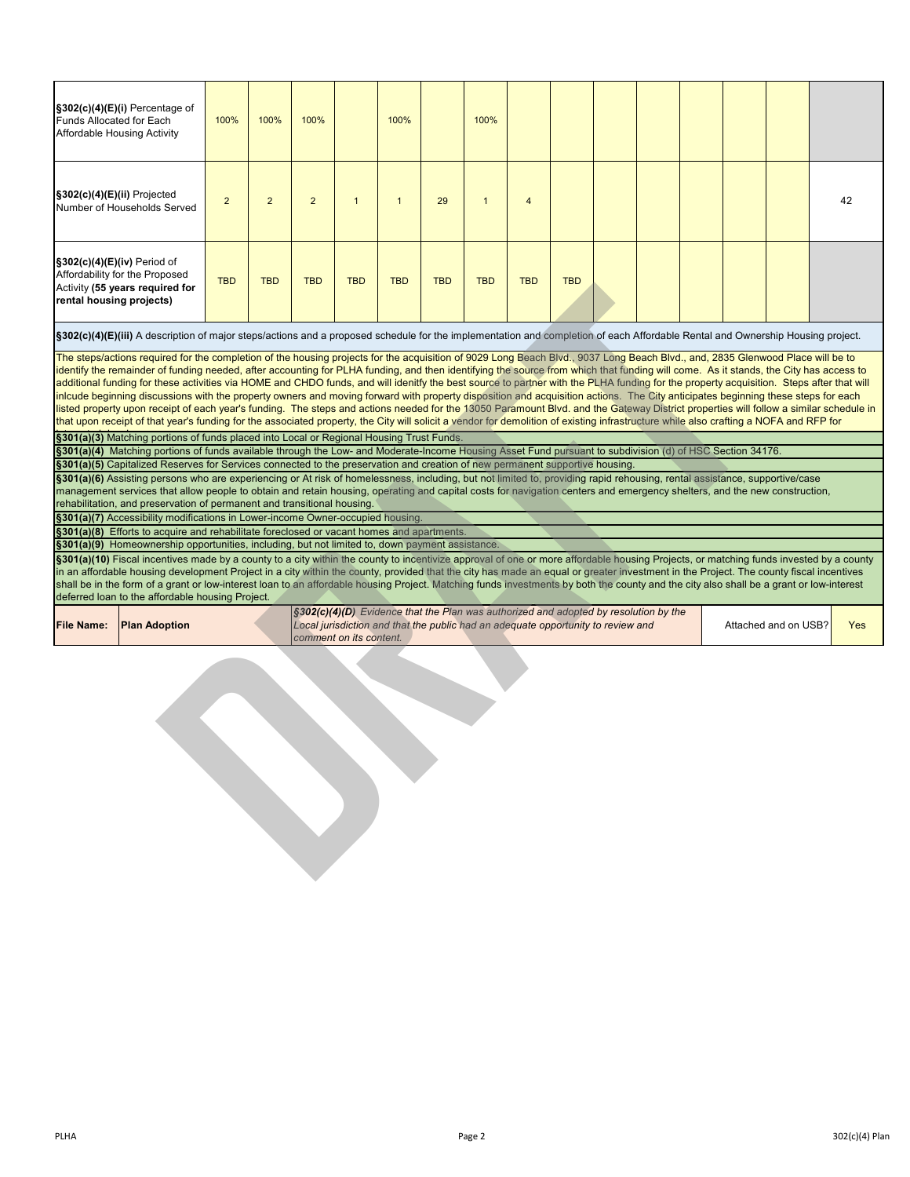| | | | | | | | | | | | | | | | |
|---|---|---|---|---|---|---|---|---|---|---|---|---|---|---|---|
| **§302(c)(4)(E)(i)** Percentage of Funds Allocated for Each Affordable Housing Activity | 100% | 100% | 100% | | 100% | | 100% | | | | | | | | |
| **§302(c)(4)(E)(ii)** Projected Number of Households Served | 2 | 2 | 2 | 1 | 1 | 29 | 1 | 4 | | | | | | | 42 |
| **§302(c)(4)(E)(iv)** Period of Affordability for the Proposed Activity **(55 years required for rental housing projects)** | TBD | TBD | TBD | TBD | TBD | TBD | TBD | TBD | TBD | | | | | | |

**§302(c)(4)(E)(iii)** A description of major steps/actions and a proposed schedule for the implementation and completion of each Affordable Rental and Ownership Housing project.

The steps/actions required for the completion of the housing projects for the acquisition of 9029 Long Beach Blvd., 9037 Long Beach Blvd., and, 2835 Glenwood Place will be to identify the remainder of funding needed, after accounting for PLHA funding, and then identifying the source from which that funding will come. As it stands, the City has access to additional funding for these activities via HOME and CHDO funds, and will idenify the best source to partner with the PLHA funding for the property acquisition. Steps after that will inlcude beginning discussions with the property owners and moving forward with property disposition and acquisition actions. The City anticipates beginning these steps for each listed property upon receipt of each year's funding. The steps and actions needed for the 13050 Paramount Blvd. and the Gateway District properties will follow a similar schedule in that upon receipt of that year's funding for the associated property, the City will solicit a vendor for demolition of existing infrastructure while also crafting a NOFA and RFP for

**§301(a)(3)** Matching portions of funds placed into Local or Regional Housing Trust Funds.

**§301(a)(4)** Matching portions of funds available through the Low- and Moderate-Income Housing Asset Fund pursuant to subdivision (d) of HSC Section 34176.

**§301(a)(5)** Capitalized Reserves for Services connected to the preservation and creation of new permanent supportive housing.

**§301(a)(6)** Assisting persons who are experiencing or At risk of homelessness, including, but not limited to, providing rapid rehousing, rental assistance, supportive/case management services that allow people to obtain and retain housing, operating and capital costs for navigation centers and emergency shelters, and the new construction, rehabilitation, and preservation of permanent and transitional housing.

**§301(a)(7)** Accessibility modifications in Lower-income Owner-occupied housing.

**§301(a)(8)** Efforts to acquire and rehabilitate foreclosed or vacant homes and apartments.

**§301(a)(9)** Homeownership opportunities, including, but not limited to, down payment assistance.

**§301(a)(10)** Fiscal incentives made by a county to a city within the county to incentivize approval of one or more affordable housing Projects, or matching funds invested by a county in an affordable housing development Project in a city within the county, provided that the city has made an equal or greater investment in the Project. The county fiscal incentives shall be in the form of a grant or low-interest loan to an affordable housing Project. Matching funds investments by both the county and the city also shall be a grant or low-interest deferred loan to the affordable housing Project.

| **File Name:** | **Plan Adoption** | ***§302(c)(4)(D)*** *Evidence that the Plan was authorized and adopted by resolution by the Local jurisdiction and that the public had an adequate opportunity to review and comment on its content.* | Attached and on USB? | Yes |
|---|---|---|---|---|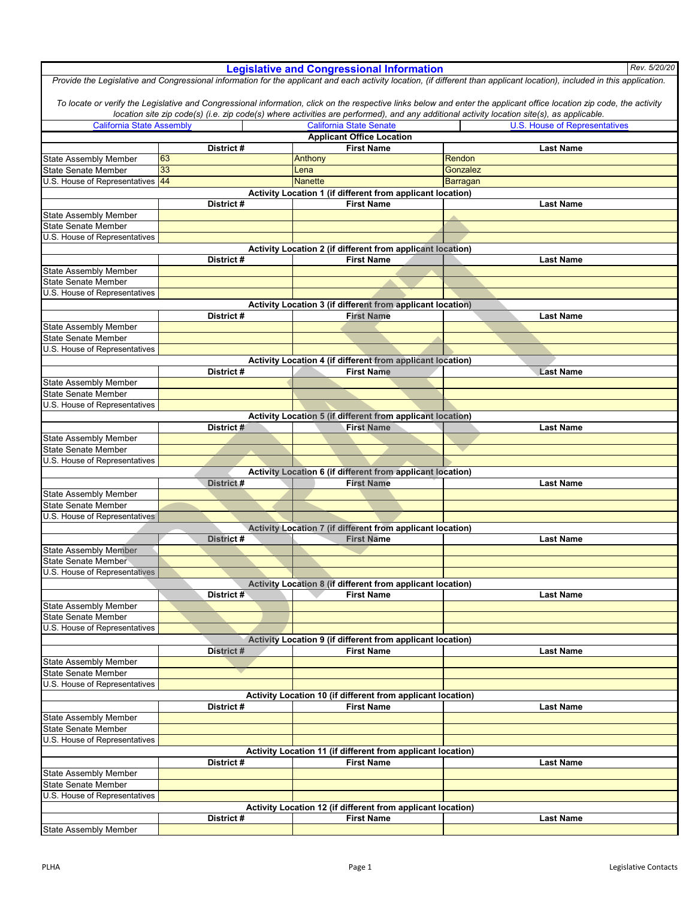## Legislative and Congressional Information

Rev. 5/20/20

*Provide the Legislative and Congressional information for the applicant and each activity location, (if different than applicant location), included in this application.*

*To locate or verify the Legislative and Congressional information, click on the respective links below and enter the applicant office location zip code, the activity location site zip code(s) (i.e. zip code(s) where activities are performed), and any additional activity location site(s), as applicable.*

California State Assembly | California State Senate | U.S. House of Representatives

**Applicant Office Location**

| | District # | First Name | Last Name |
|---|---|---|---|
| State Assembly Member | 63 | Anthony | Rendon |
| State Senate Member | 33 | Lena | Gonzalez |
| U.S. House of Representatives | 44 | Nanette | Barragan |

**Activity Location 1 (if different from applicant location)**

| | District # | First Name | Last Name |
|---|---|---|---|
| State Assembly Member | | | |
| State Senate Member | | | |
| U.S. House of Representatives | | | |

**Activity Location 2 (if different from applicant location)**

| | District # | First Name | Last Name |
|---|---|---|---|
| State Assembly Member | | | |
| State Senate Member | | | |
| U.S. House of Representatives | | | |

**Activity Location 3 (if different from applicant location)**

| | District # | First Name | Last Name |
|---|---|---|---|
| State Assembly Member | | | |
| State Senate Member | | | |
| U.S. House of Representatives | | | |

**Activity Location 4 (if different from applicant location)**

| | District # | First Name | Last Name |
|---|---|---|---|
| State Assembly Member | | | |
| State Senate Member | | | |
| U.S. House of Representatives | | | |

**Activity Location 5 (if different from applicant location)**

| | District # | First Name | Last Name |
|---|---|---|---|
| State Assembly Member | | | |
| State Senate Member | | | |
| U.S. House of Representatives | | | |

**Activity Location 6 (if different from applicant location)**

| | District # | First Name | Last Name |
|---|---|---|---|
| State Assembly Member | | | |
| State Senate Member | | | |
| U.S. House of Representatives | | | |

**Activity Location 7 (if different from applicant location)**

| | District # | First Name | Last Name |
|---|---|---|---|
| State Assembly Member | | | |
| State Senate Member | | | |
| U.S. House of Representatives | | | |

**Activity Location 8 (if different from applicant location)**

| | District # | First Name | Last Name |
|---|---|---|---|
| State Assembly Member | | | |
| State Senate Member | | | |
| U.S. House of Representatives | | | |

**Activity Location 9 (if different from applicant location)**

| | District # | First Name | Last Name |
|---|---|---|---|
| State Assembly Member | | | |
| State Senate Member | | | |
| U.S. House of Representatives | | | |

**Activity Location 10 (if different from applicant location)**

| | District # | First Name | Last Name |
|---|---|---|---|
| State Assembly Member | | | |
| State Senate Member | | | |
| U.S. House of Representatives | | | |

**Activity Location 11 (if different from applicant location)**

| | District # | First Name | Last Name |
|---|---|---|---|
| State Assembly Member | | | |
| State Senate Member | | | |
| U.S. House of Representatives | | | |

**Activity Location 12 (if different from applicant location)**

| | District # | First Name | Last Name |
|---|---|---|---|
| State Assembly Member | | | |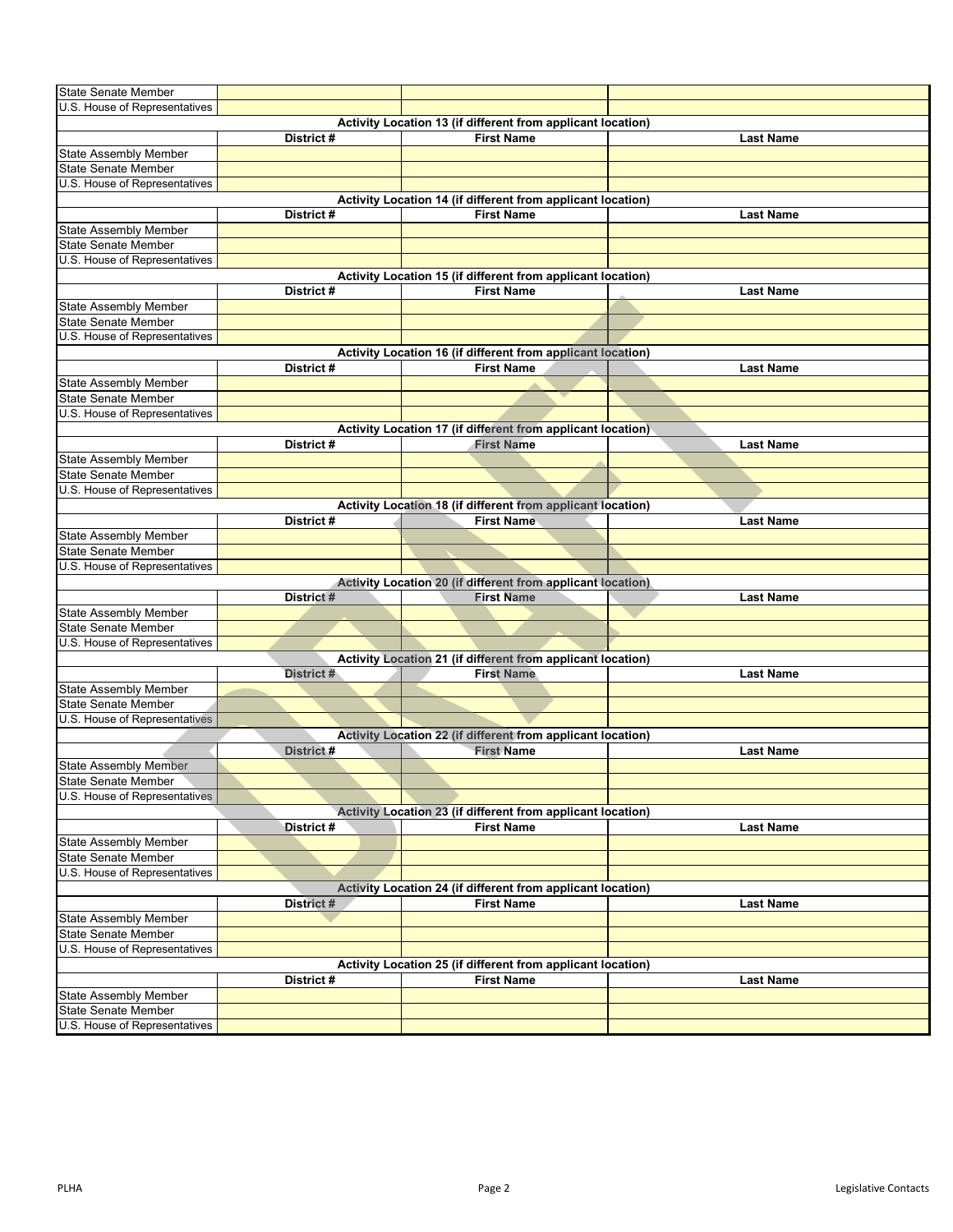| | | | |
|---|---|---|---|
| State Senate Member | | | |
| U.S. House of Representatives | | | |
| **Activity Location 13 (if different from applicant location)** | | | |
| | **District #** | **First Name** | **Last Name** |
| State Assembly Member | | | |
| State Senate Member | | | |
| U.S. House of Representatives | | | |
| **Activity Location 14 (if different from applicant location)** | | | |
| | **District #** | **First Name** | **Last Name** |
| State Assembly Member | | | |
| State Senate Member | | | |
| U.S. House of Representatives | | | |
| **Activity Location 15 (if different from applicant location)** | | | |
| | **District #** | **First Name** | **Last Name** |
| State Assembly Member | | | |
| State Senate Member | | | |
| U.S. House of Representatives | | | |
| **Activity Location 16 (if different from applicant location)** | | | |
| | **District #** | **First Name** | **Last Name** |
| State Assembly Member | | | |
| State Senate Member | | | |
| U.S. House of Representatives | | | |
| **Activity Location 17 (if different from applicant location)** | | | |
| | **District #** | **First Name** | **Last Name** |
| State Assembly Member | | | |
| State Senate Member | | | |
| U.S. House of Representatives | | | |
| **Activity Location 18 (if different from applicant location)** | | | |
| | **District #** | **First Name** | **Last Name** |
| State Assembly Member | | | |
| State Senate Member | | | |
| U.S. House of Representatives | | | |
| **Activity Location 20 (if different from applicant location)** | | | |
| | **District #** | **First Name** | **Last Name** |
| State Assembly Member | | | |
| State Senate Member | | | |
| U.S. House of Representatives | | | |
| **Activity Location 21 (if different from applicant location)** | | | |
| | **District #** | **First Name** | **Last Name** |
| State Assembly Member | | | |
| State Senate Member | | | |
| U.S. House of Representatives | | | |
| **Activity Location 22 (if different from applicant location)** | | | |
| | **District #** | **First Name** | **Last Name** |
| State Assembly Member | | | |
| State Senate Member | | | |
| U.S. House of Representatives | | | |
| **Activity Location 23 (if different from applicant location)** | | | |
| | **District #** | **First Name** | **Last Name** |
| State Assembly Member | | | |
| State Senate Member | | | |
| U.S. House of Representatives | | | |
| **Activity Location 24 (if different from applicant location)** | | | |
| | **District #** | **First Name** | **Last Name** |
| State Assembly Member | | | |
| State Senate Member | | | |
| U.S. House of Representatives | | | |
| **Activity Location 25 (if different from applicant location)** | | | |
| | **District #** | **First Name** | **Last Name** |
| State Assembly Member | | | |
| State Senate Member | | | |
| U.S. House of Representatives | | | |

DRAFT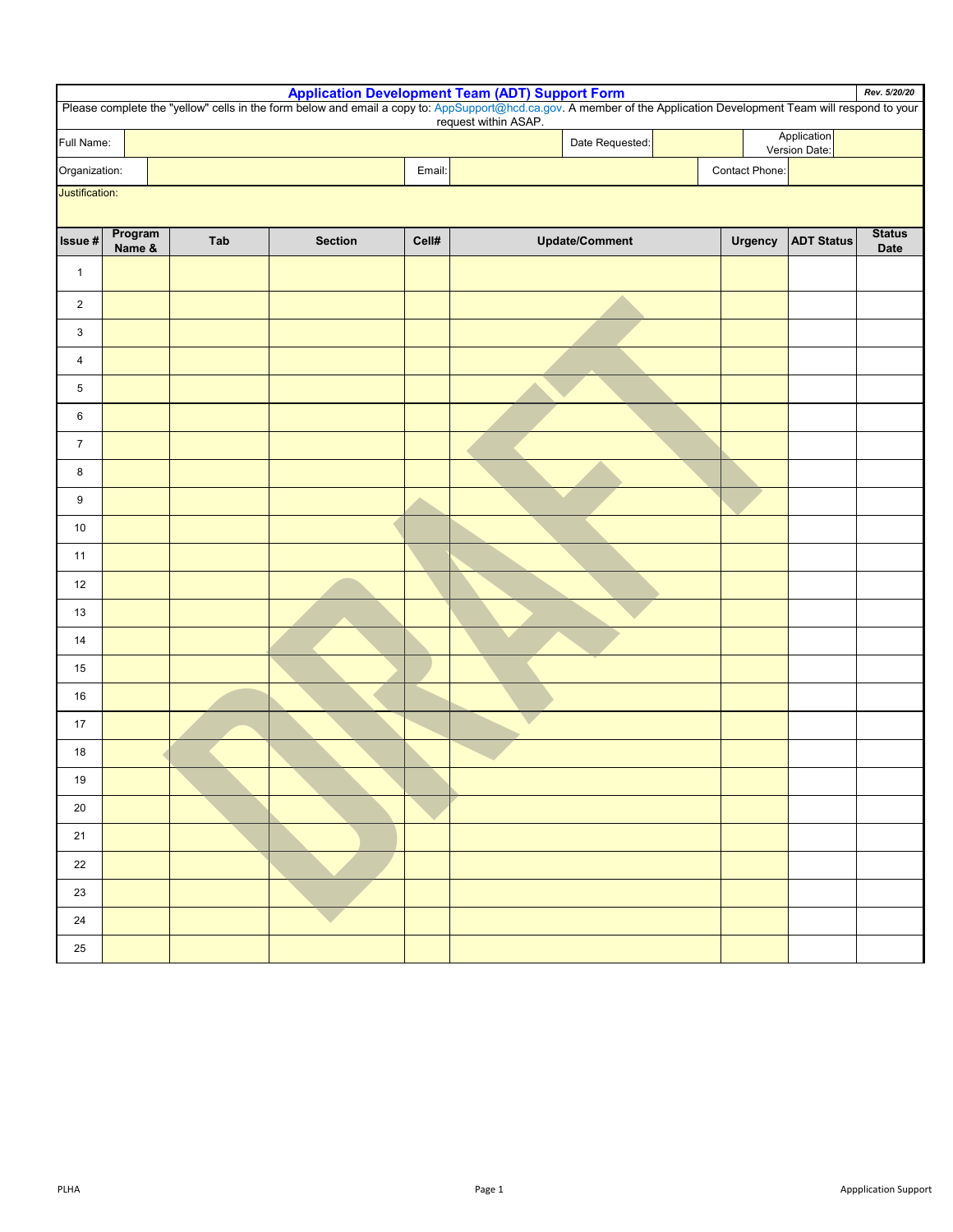## Application Development Team (ADT) Support Form

*Rev. 5/20/20*

Please complete the "yellow" cells in the form below and email a copy to: AppSupport@hcd.ca.gov. A member of the Application Development Team will respond to your request within ASAP.

| | | | | | |
|---|---|---|---|---|---|
| Full Name: | | Date Requested: | | Application Version Date: | |
| Organization: | | Email: | | Contact Phone: | |
| Justification: | | | | | |

| Issue # | Program Name & | Tab | Section | Cell# | Update/Comment | Urgency | ADT Status | Status Date |
|---|---|---|---|---|---|---|---|---|
| 1 | | | | | | | | |
| 2 | | | | | | | | |
| 3 | | | | | | | | |
| 4 | | | | | | | | |
| 5 | | | | | | | | |
| 6 | | | | | | | | |
| 7 | | | | | | | | |
| 8 | | | | | | | | |
| 9 | | | | | | | | |
| 10 | | | | | | | | |
| 11 | | | | | | | | |
| 12 | | | | | | | | |
| 13 | | | | | | | | |
| 14 | | | | | | | | |
| 15 | | | | | | | | |
| 16 | | | | | | | | |
| 17 | | | | | | | | |
| 18 | | | | | | | | |
| 19 | | | | | | | | |
| 20 | | | | | | | | |
| 21 | | | | | | | | |
| 22 | | | | | | | | |
| 23 | | | | | | | | |
| 24 | | | | | | | | |
| 25 | | | | | | | | |

DRAFT